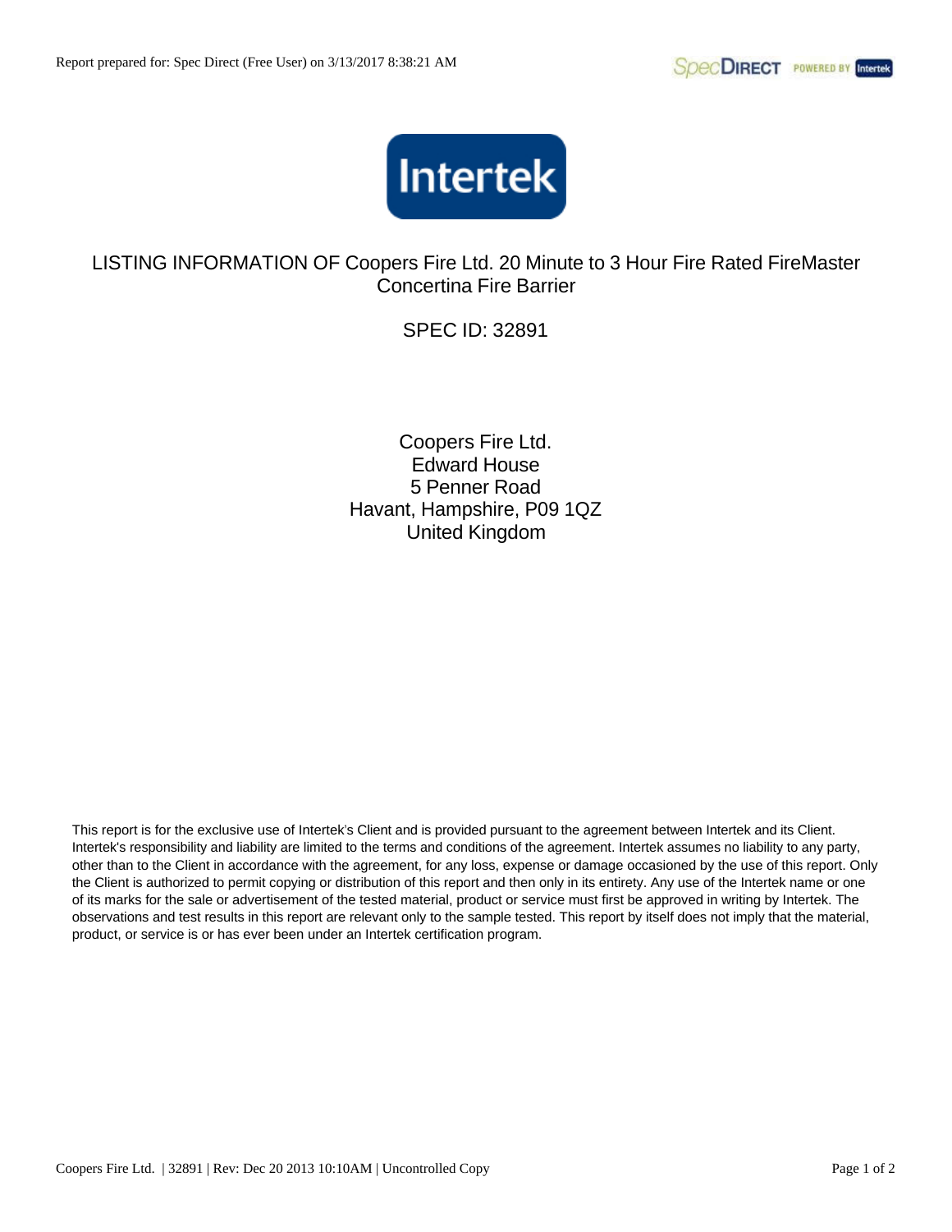# LISTING INFORMATION OF Coopers Fire Ltd. 20 Minute to 3 Hour Fire Rated FireMaster Concertina Fire Barrier

## SPEC ID: 32891

Coopers Fire Ltd.
Edward House
5 Penner Road
Havant, Hampshire, P09 1QZ
United Kingdom

This report is for the exclusive use of Intertek's Client and is provided pursuant to the agreement between Intertek and its Client. Intertek's responsibility and liability are limited to the terms and conditions of the agreement. Intertek assumes no liability to any party, other than to the Client in accordance with the agreement, for any loss, expense or damage occasioned by the use of this report. Only the Client is authorized to permit copying or distribution of this report and then only in its entirety. Any use of the Intertek name or one of its marks for the sale or advertisement of the tested material, product or service must first be approved in writing by Intertek. The observations and test results in this report are relevant only to the sample tested. This report by itself does not imply that the material, product, or service is or has ever been under an Intertek certification program.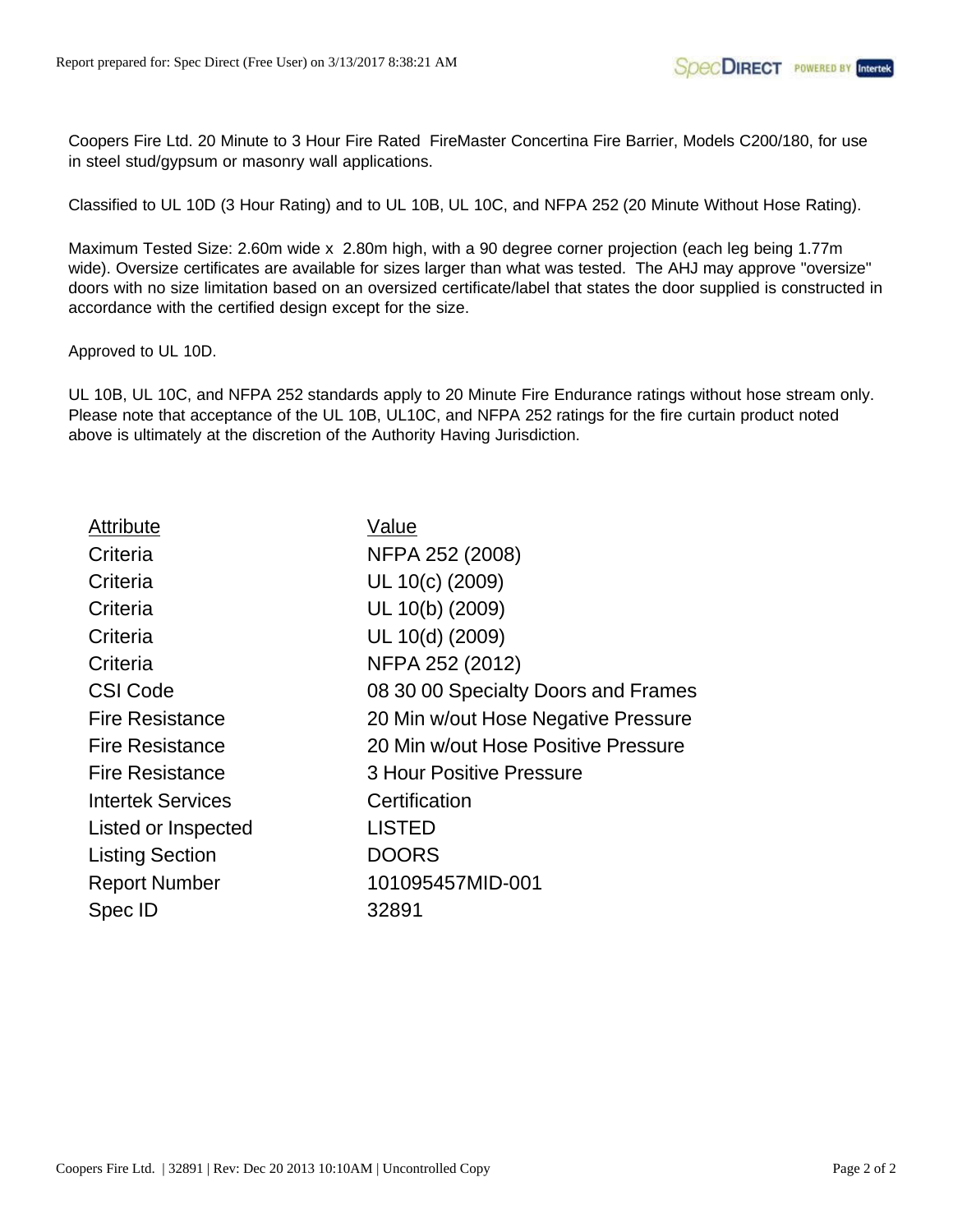Coopers Fire Ltd. 20 Minute to 3 Hour Fire Rated FireMaster Concertina Fire Barrier, Models C200/180, for use in steel stud/gypsum or masonry wall applications.

Classified to UL 10D (3 Hour Rating) and to UL 10B, UL 10C, and NFPA 252 (20 Minute Without Hose Rating).

Maximum Tested Size: 2.60m wide x 2.80m high, with a 90 degree corner projection (each leg being 1.77m wide). Oversize certificates are available for sizes larger than what was tested. The AHJ may approve "oversize" doors with no size limitation based on an oversized certificate/label that states the door supplied is constructed in accordance with the certified design except for the size.

Approved to UL 10D.

UL 10B, UL 10C, and NFPA 252 standards apply to 20 Minute Fire Endurance ratings without hose stream only. Please note that acceptance of the UL 10B, UL10C, and NFPA 252 ratings for the fire curtain product noted above is ultimately at the discretion of the Authority Having Jurisdiction.

| Attribute | Value |
|---|---|
| Criteria | NFPA 252 (2008) |
| Criteria | UL 10(c) (2009) |
| Criteria | UL 10(b) (2009) |
| Criteria | UL 10(d) (2009) |
| Criteria | NFPA 252 (2012) |
| CSI Code | 08 30 00 Specialty Doors and Frames |
| Fire Resistance | 20 Min w/out Hose Negative Pressure |
| Fire Resistance | 20 Min w/out Hose Positive Pressure |
| Fire Resistance | 3 Hour Positive Pressure |
| Intertek Services | Certification |
| Listed or Inspected | LISTED |
| Listing Section | DOORS |
| Report Number | 101095457MID-001 |
| Spec ID | 32891 |